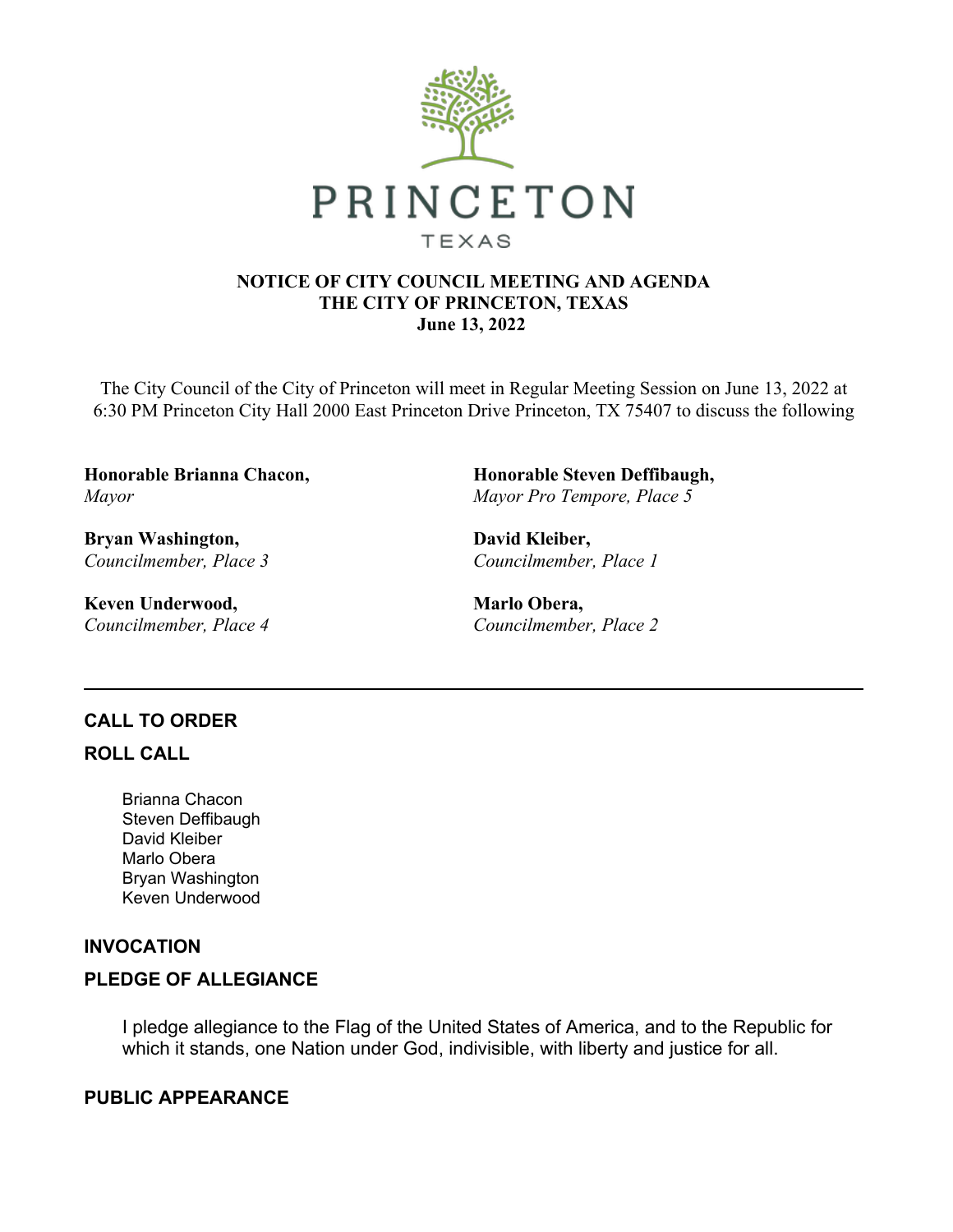PRINCETON

TEXAS

**NOTICE OF CITY COUNCIL MEETING AND AGENDA**
**THE CITY OF PRINCETON, TEXAS**
**June 13, 2022**

The City Council of the City of Princeton will meet in Regular Meeting Session on June 13, 2022 at 6:30 PM Princeton City Hall 2000 East Princeton Drive Princeton, TX 75407 to discuss the following

**Honorable Brianna Chacon,**
*Mayor*

**Honorable Steven Deffibaugh,**
*Mayor Pro Tempore, Place 5*

**Bryan Washington,**
*Councilmember, Place 3*

**David Kleiber,**
*Councilmember, Place 1*

**Keven Underwood,**
*Councilmember, Place 4*

**Marlo Obera,**
*Councilmember, Place 2*

---

## CALL TO ORDER

## ROLL CALL

Brianna Chacon
Steven Deffibaugh
David Kleiber
Marlo Obera
Bryan Washington
Keven Underwood

## INVOCATION

## PLEDGE OF ALLEGIANCE

I pledge allegiance to the Flag of the United States of America, and to the Republic for which it stands, one Nation under God, indivisible, with liberty and justice for all.

## PUBLIC APPEARANCE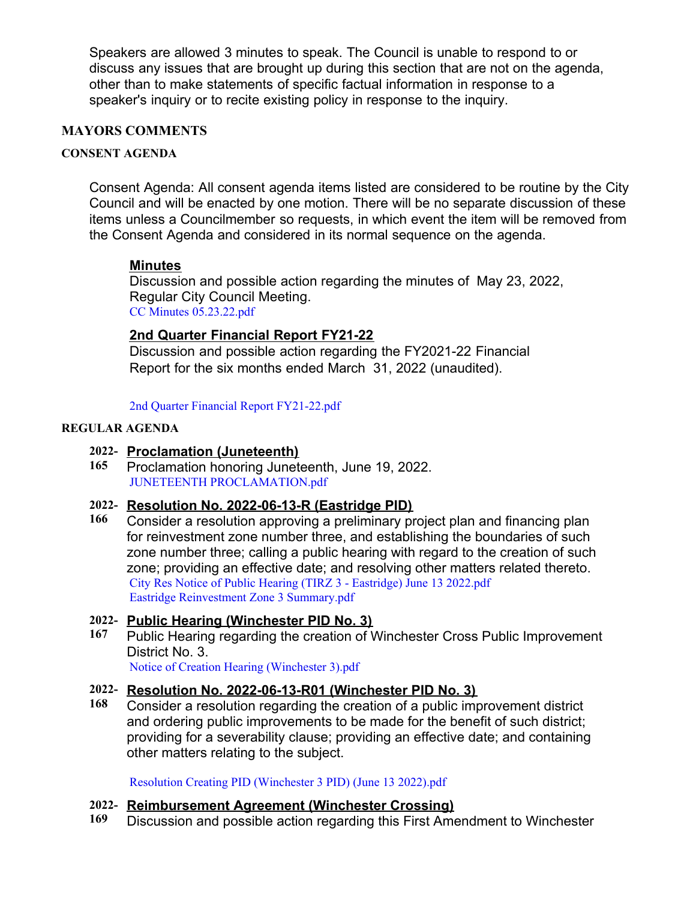Speakers are allowed 3 minutes to speak. The Council is unable to respond to or discuss any issues that are brought up during this section that are not on the agenda, other than to make statements of specific factual information in response to a speaker's inquiry or to recite existing policy in response to the inquiry.

## MAYORS COMMENTS

## CONSENT AGENDA

Consent Agenda: All consent agenda items listed are considered to be routine by the City Council and will be enacted by one motion. There will be no separate discussion of these items unless a Councilmember so requests, in which event the item will be removed from the Consent Agenda and considered in its normal sequence on the agenda.

**Minutes**
Discussion and possible action regarding the minutes of May 23, 2022, Regular City Council Meeting.
CC Minutes 05.23.22.pdf

**2nd Quarter Financial Report FY21-22**
Discussion and possible action regarding the FY2021-22 Financial Report for the six months ended March 31, 2022 (unaudited).

2nd Quarter Financial Report FY21-22.pdf

## REGULAR AGENDA

**2022-165** **Proclamation (Juneteenth)**
Proclamation honoring Juneteenth, June 19, 2022.
JUNETEENTH PROCLAMATION.pdf

**2022-166** **Resolution No. 2022-06-13-R (Eastridge PID)**
Consider a resolution approving a preliminary project plan and financing plan for reinvestment zone number three, and establishing the boundaries of such zone number three; calling a public hearing with regard to the creation of such zone; providing an effective date; and resolving other matters related thereto.
City Res Notice of Public Hearing (TIRZ 3 - Eastridge) June 13 2022.pdf
Eastridge Reinvestment Zone 3 Summary.pdf

**2022-167** **Public Hearing (Winchester PID No. 3)**
Public Hearing regarding the creation of Winchester Cross Public Improvement District No. 3.
Notice of Creation Hearing (Winchester 3).pdf

**2022-168** **Resolution No. 2022-06-13-R01 (Winchester PID No. 3)**
Consider a resolution regarding the creation of a public improvement district and ordering public improvements to be made for the benefit of such district; providing for a severability clause; providing an effective date; and containing other matters relating to the subject.

Resolution Creating PID (Winchester 3 PID) (June 13 2022).pdf

**2022-169** **Reimbursement Agreement (Winchester Crossing)**
Discussion and possible action regarding this First Amendment to Winchester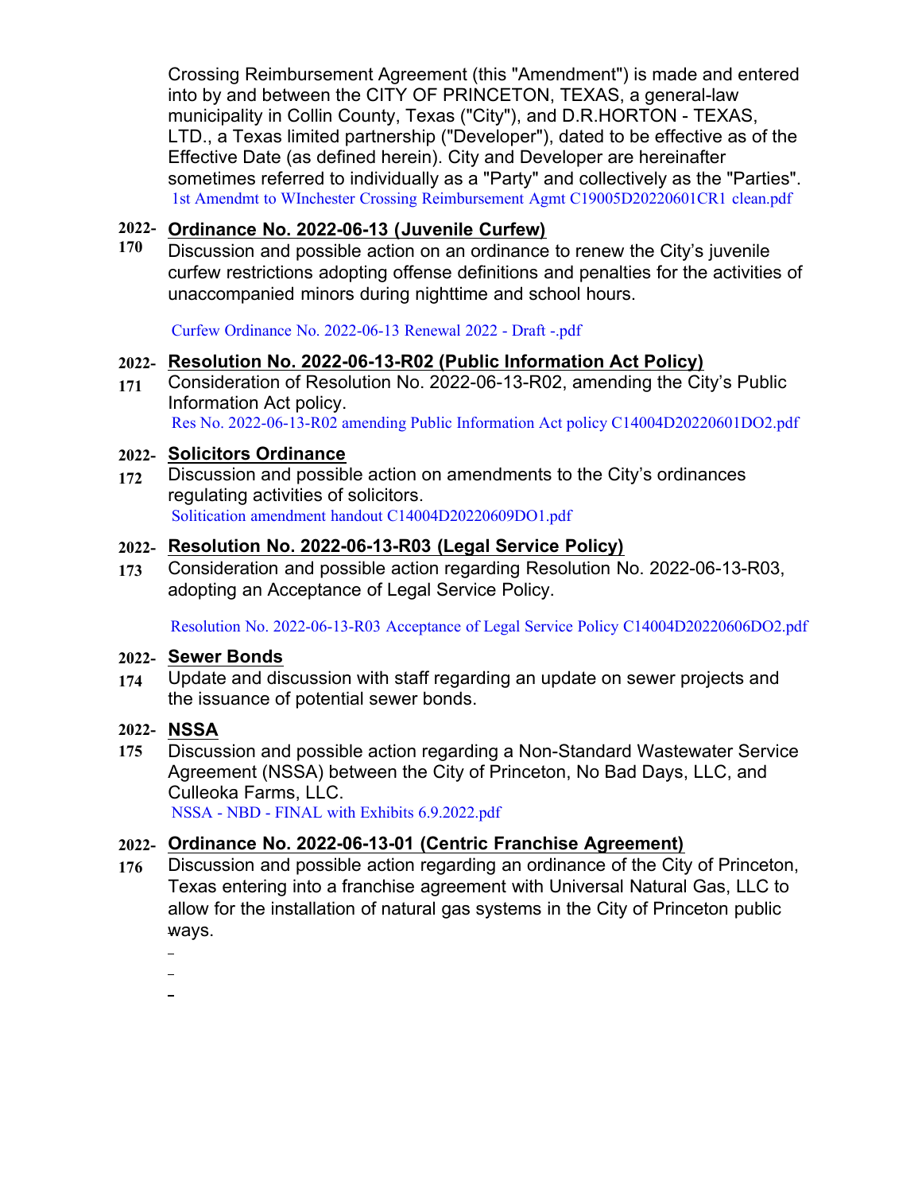Crossing Reimbursement Agreement (this "Amendment") is made and entered into by and between the CITY OF PRINCETON, TEXAS, a general-law municipality in Collin County, Texas ("City"), and D.R.HORTON - TEXAS, LTD., a Texas limited partnership ("Developer"), dated to be effective as of the Effective Date (as defined herein). City and Developer are hereinafter sometimes referred to individually as a "Party" and collectively as the "Parties".

1st Amendmt to WInchester Crossing Reimbursement Agmt C19005D20220601CR1 clean.pdf

**2022-170** **Ordinance No. 2022-06-13 (Juvenile Curfew)**

Discussion and possible action on an ordinance to renew the City's juvenile curfew restrictions adopting offense definitions and penalties for the activities of unaccompanied minors during nighttime and school hours.

Curfew Ordinance No. 2022-06-13 Renewal 2022 - Draft -.pdf

**2022-171** **Resolution No. 2022-06-13-R02 (Public Information Act Policy)**

Consideration of Resolution No. 2022-06-13-R02, amending the City's Public Information Act policy.

Res No. 2022-06-13-R02 amending Public Information Act policy C14004D20220601DO2.pdf

**2022-172** **Solicitors Ordinance**

Discussion and possible action on amendments to the City's ordinances regulating activities of solicitors.

Solitication amendment handout C14004D20220609DO1.pdf

**2022-173** **Resolution No. 2022-06-13-R03 (Legal Service Policy)**

Consideration and possible action regarding Resolution No. 2022-06-13-R03, adopting an Acceptance of Legal Service Policy.

Resolution No. 2022-06-13-R03 Acceptance of Legal Service Policy C14004D20220606DO2.pdf

**2022-174** **Sewer Bonds**

Update and discussion with staff regarding an update on sewer projects and the issuance of potential sewer bonds.

**2022-175** **NSSA**

Discussion and possible action regarding a Non-Standard Wastewater Service Agreement (NSSA) between the City of Princeton, No Bad Days, LLC, and Culleoka Farms, LLC.

NSSA - NBD - FINAL with Exhibits 6.9.2022.pdf

**2022-176** **Ordinance No. 2022-06-13-01 (Centric Franchise Agreement)**

Discussion and possible action regarding an ordinance of the City of Princeton, Texas entering into a franchise agreement with Universal Natural Gas, LLC to allow for the installation of natural gas systems in the City of Princeton public ways.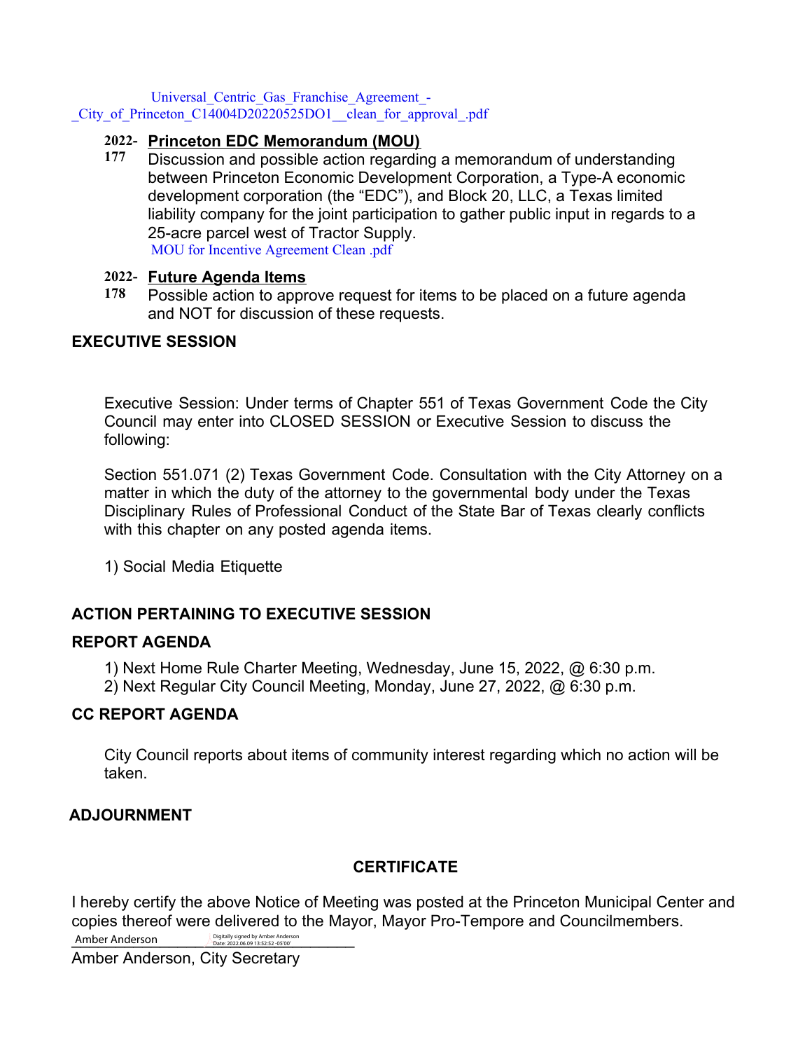Universal_Centric_Gas_Franchise_Agreement_-_City_of_Princeton_C14004D20220525DO1__clean_for_approval_.pdf

**2022-177** **Princeton EDC Memorandum (MOU)**

Discussion and possible action regarding a memorandum of understanding between Princeton Economic Development Corporation, a Type-A economic development corporation (the "EDC"), and Block 20, LLC, a Texas limited liability company for the joint participation to gather public input in regards to a 25-acre parcel west of Tractor Supply.

MOU for Incentive Agreement Clean .pdf

**2022-178** **Future Agenda Items**

Possible action to approve request for items to be placed on a future agenda and NOT for discussion of these requests.

## EXECUTIVE SESSION

Executive Session: Under terms of Chapter 551 of Texas Government Code the City Council may enter into CLOSED SESSION or Executive Session to discuss the following:

Section 551.071 (2) Texas Government Code. Consultation with the City Attorney on a matter in which the duty of the attorney to the governmental body under the Texas Disciplinary Rules of Professional Conduct of the State Bar of Texas clearly conflicts with this chapter on any posted agenda items.

1) Social Media Etiquette

## ACTION PERTAINING TO EXECUTIVE SESSION

## REPORT AGENDA

1) Next Home Rule Charter Meeting, Wednesday, June 15, 2022, @ 6:30 p.m.
2) Next Regular City Council Meeting, Monday, June 27, 2022, @ 6:30 p.m.

## CC REPORT AGENDA

City Council reports about items of community interest regarding which no action will be taken.

## ADJOURNMENT

## CERTIFICATE

I hereby certify the above Notice of Meeting was posted at the Princeton Municipal Center and copies thereof were delivered to the Mayor, Mayor Pro-Tempore and Councilmembers.

Amber Anderson Digitally signed by Amber Anderson Date: 2022.06.09 13:52:52 -05'00'

Amber Anderson, City Secretary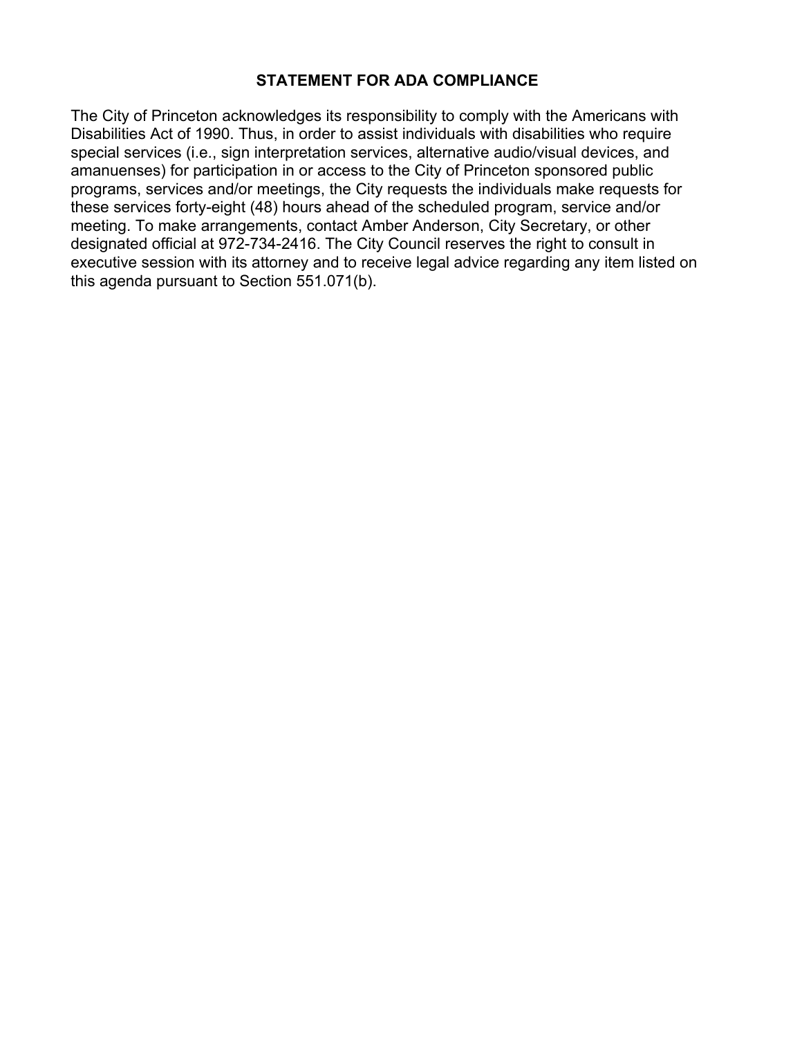## STATEMENT FOR ADA COMPLIANCE

The City of Princeton acknowledges its responsibility to comply with the Americans with Disabilities Act of 1990. Thus, in order to assist individuals with disabilities who require special services (i.e., sign interpretation services, alternative audio/visual devices, and amanuenses) for participation in or access to the City of Princeton sponsored public programs, services and/or meetings, the City requests the individuals make requests for these services forty-eight (48) hours ahead of the scheduled program, service and/or meeting. To make arrangements, contact Amber Anderson, City Secretary, or other designated official at 972-734-2416. The City Council reserves the right to consult in executive session with its attorney and to receive legal advice regarding any item listed on this agenda pursuant to Section 551.071(b).